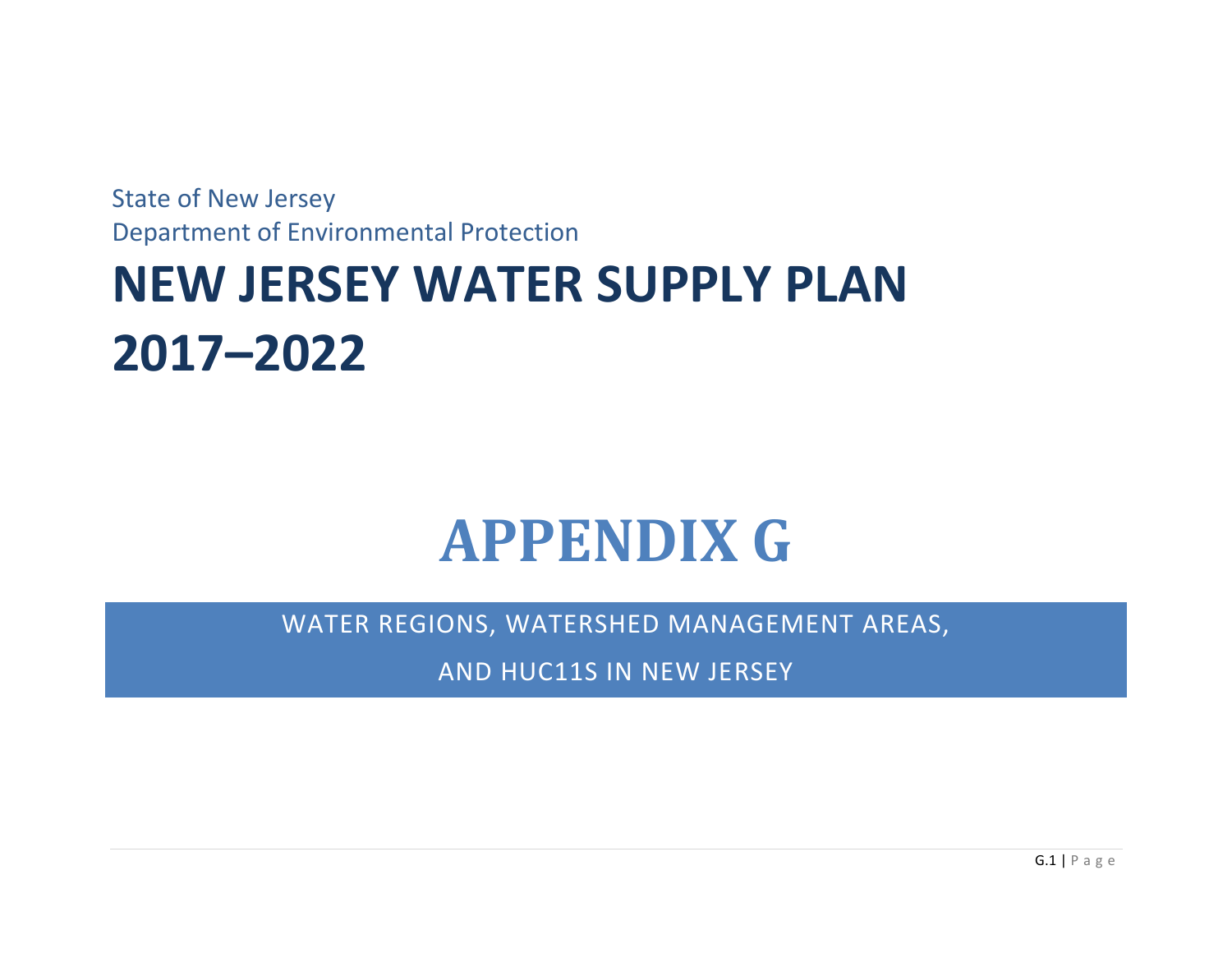State of New Jersey

Department of Environmental Protection

# NEW JERSEY WATER SUPPLY PLAN 2017–2022

# APPENDIX G

## WATER REGIONS, WATERSHED MANAGEMENT AREAS, AND HUC11S IN NEW JERSEY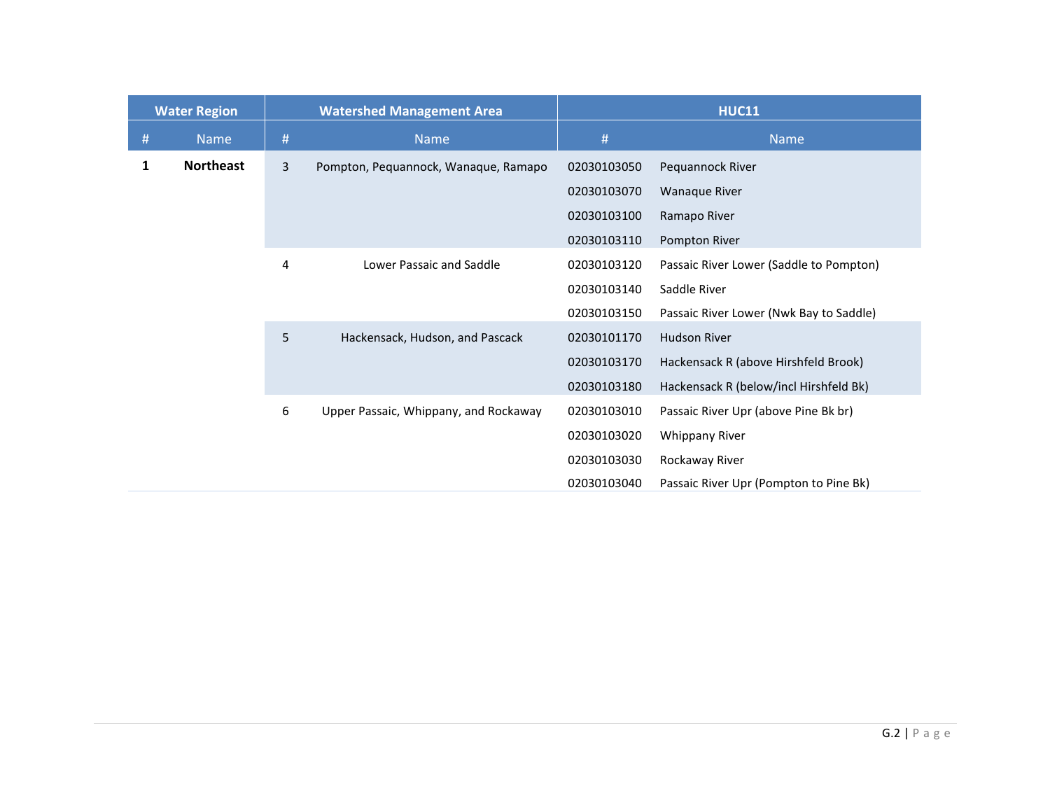| Water Region | | Watershed Management Area | | HUC11 | |
|---|---|---|---|---|---|
| # | Name | # | Name | # | Name |
| **1** | **Northeast** | 3 | Pompton, Pequannock, Wanaque, Ramapo | 02030103050 | Pequannock River |
| | | | | 02030103070 | Wanaque River |
| | | | | 02030103100 | Ramapo River |
| | | | | 02030103110 | Pompton River |
| | | 4 | Lower Passaic and Saddle | 02030103120 | Passaic River Lower (Saddle to Pompton) |
| | | | | 02030103140 | Saddle River |
| | | | | 02030103150 | Passaic River Lower (Nwk Bay to Saddle) |
| | | 5 | Hackensack, Hudson, and Pascack | 02030101170 | Hudson River |
| | | | | 02030103170 | Hackensack R (above Hirshfeld Brook) |
| | | | | 02030103180 | Hackensack R (below/incl Hirshfeld Bk) |
| | | 6 | Upper Passaic, Whippany, and Rockaway | 02030103010 | Passaic River Upr (above Pine Bk br) |
| | | | | 02030103020 | Whippany River |
| | | | | 02030103030 | Rockaway River |
| | | | | 02030103040 | Passaic River Upr (Pompton to Pine Bk) |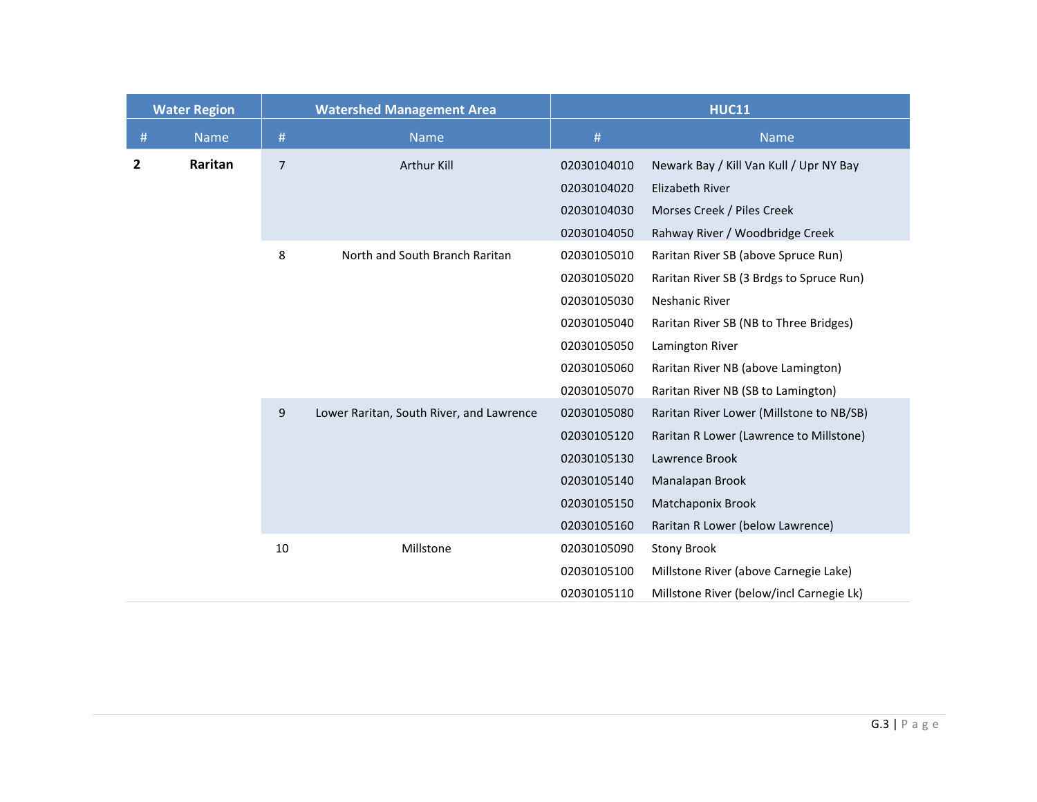| Water Region | | Watershed Management Area | | HUC11 | |
|---|---|---|---|---|---|
| # | Name | # | Name | # | Name |
| **2** | **Raritan** | 7 | Arthur Kill | 02030104010 | Newark Bay / Kill Van Kull / Upr NY Bay |
| | | | | 02030104020 | Elizabeth River |
| | | | | 02030104030 | Morses Creek / Piles Creek |
| | | | | 02030104050 | Rahway River / Woodbridge Creek |
| | | 8 | North and South Branch Raritan | 02030105010 | Raritan River SB (above Spruce Run) |
| | | | | 02030105020 | Raritan River SB (3 Brdgs to Spruce Run) |
| | | | | 02030105030 | Neshanic River |
| | | | | 02030105040 | Raritan River SB (NB to Three Bridges) |
| | | | | 02030105050 | Lamington River |
| | | | | 02030105060 | Raritan River NB (above Lamington) |
| | | | | 02030105070 | Raritan River NB (SB to Lamington) |
| | | 9 | Lower Raritan, South River, and Lawrence | 02030105080 | Raritan River Lower (Millstone to NB/SB) |
| | | | | 02030105120 | Raritan R Lower (Lawrence to Millstone) |
| | | | | 02030105130 | Lawrence Brook |
| | | | | 02030105140 | Manalapan Brook |
| | | | | 02030105150 | Matchaponix Brook |
| | | | | 02030105160 | Raritan R Lower (below Lawrence) |
| | | 10 | Millstone | 02030105090 | Stony Brook |
| | | | | 02030105100 | Millstone River (above Carnegie Lake) |
| | | | | 02030105110 | Millstone River (below/incl Carnegie Lk) |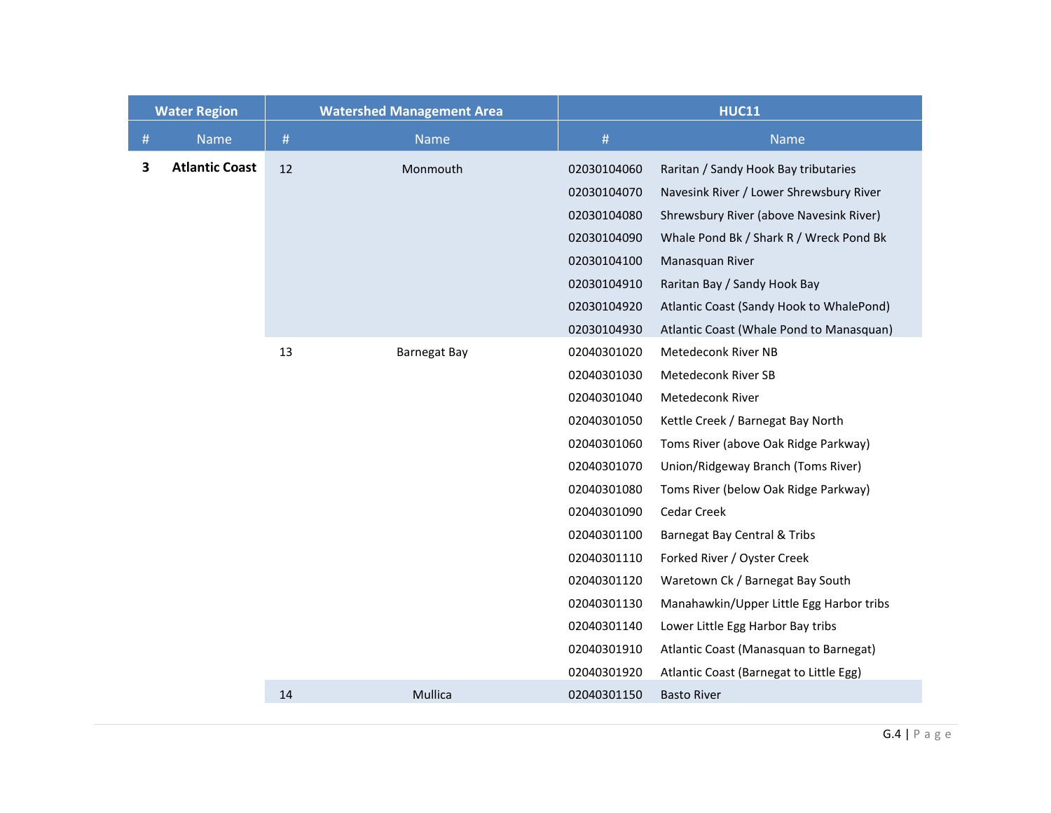| Water Region | | Watershed Management Area | | HUC11 | |
|---|---|---|---|---|---|
| # | Name | # | Name | # | Name |
| **3** | **Atlantic Coast** | 12 | Monmouth | 02030104060 | Raritan / Sandy Hook Bay tributaries |
| | | | | 02030104070 | Navesink River / Lower Shrewsbury River |
| | | | | 02030104080 | Shrewsbury River (above Navesink River) |
| | | | | 02030104090 | Whale Pond Bk / Shark R / Wreck Pond Bk |
| | | | | 02030104100 | Manasquan River |
| | | | | 02030104910 | Raritan Bay / Sandy Hook Bay |
| | | | | 02030104920 | Atlantic Coast (Sandy Hook to WhalePond) |
| | | | | 02030104930 | Atlantic Coast (Whale Pond to Manasquan) |
| | | 13 | Barnegat Bay | 02040301020 | Metedeconk River NB |
| | | | | 02040301030 | Metedeconk River SB |
| | | | | 02040301040 | Metedeconk River |
| | | | | 02040301050 | Kettle Creek / Barnegat Bay North |
| | | | | 02040301060 | Toms River (above Oak Ridge Parkway) |
| | | | | 02040301070 | Union/Ridgeway Branch (Toms River) |
| | | | | 02040301080 | Toms River (below Oak Ridge Parkway) |
| | | | | 02040301090 | Cedar Creek |
| | | | | 02040301100 | Barnegat Bay Central & Tribs |
| | | | | 02040301110 | Forked River / Oyster Creek |
| | | | | 02040301120 | Waretown Ck / Barnegat Bay South |
| | | | | 02040301130 | Manahawkin/Upper Little Egg Harbor tribs |
| | | | | 02040301140 | Lower Little Egg Harbor Bay tribs |
| | | | | 02040301910 | Atlantic Coast (Manasquan to Barnegat) |
| | | | | 02040301920 | Atlantic Coast (Barnegat to Little Egg) |
| | | 14 | Mullica | 02040301150 | Basto River |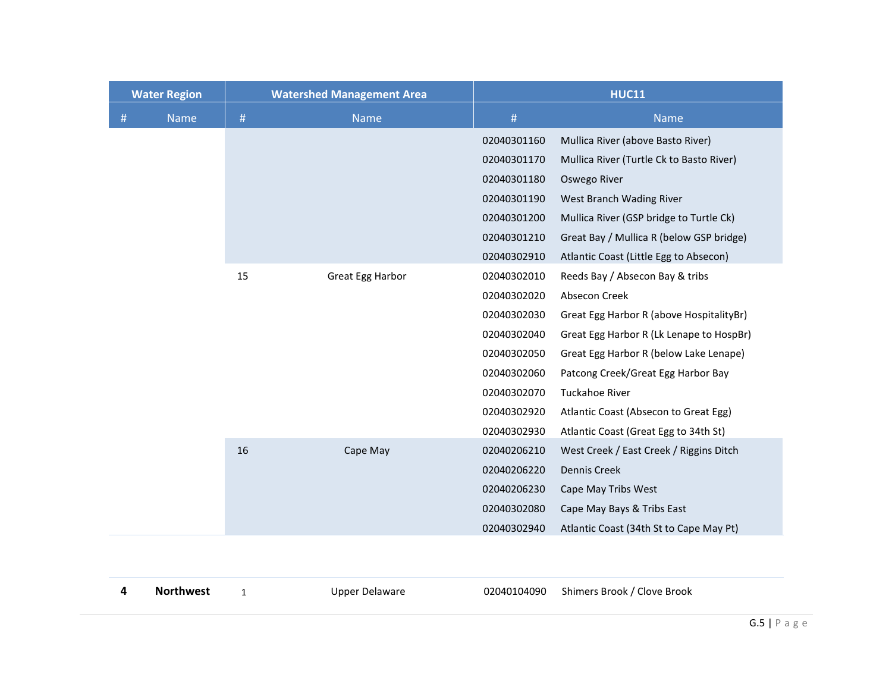| Water Region | | Watershed Management Area | | HUC11 | |
|---|---|---|---|---|---|
| # | Name | # | Name | # | Name |
| | | | | 02040301160 | Mullica River (above Basto River) |
| | | | | 02040301170 | Mullica River (Turtle Ck to Basto River) |
| | | | | 02040301180 | Oswego River |
| | | | | 02040301190 | West Branch Wading River |
| | | | | 02040301200 | Mullica River (GSP bridge to Turtle Ck) |
| | | | | 02040301210 | Great Bay / Mullica R (below GSP bridge) |
| | | | | 02040302910 | Atlantic Coast (Little Egg to Absecon) |
| | | 15 | Great Egg Harbor | 02040302010 | Reeds Bay / Absecon Bay & tribs |
| | | | | 02040302020 | Absecon Creek |
| | | | | 02040302030 | Great Egg Harbor R (above HospitalityBr) |
| | | | | 02040302040 | Great Egg Harbor R (Lk Lenape to HospBr) |
| | | | | 02040302050 | Great Egg Harbor R (below Lake Lenape) |
| | | | | 02040302060 | Patcong Creek/Great Egg Harbor Bay |
| | | | | 02040302070 | Tuckahoe River |
| | | | | 02040302920 | Atlantic Coast (Absecon to Great Egg) |
| | | | | 02040302930 | Atlantic Coast (Great Egg to 34th St) |
| | | 16 | Cape May | 02040206210 | West Creek / East Creek / Riggins Ditch |
| | | | | 02040206220 | Dennis Creek |
| | | | | 02040206230 | Cape May Tribs West |
| | | | | 02040302080 | Cape May Bays & Tribs East |
| | | | | 02040302940 | Atlantic Coast (34th St to Cape May Pt) |
| **4** | **Northwest** | 1 | Upper Delaware | 02040104090 | Shimers Brook / Clove Brook |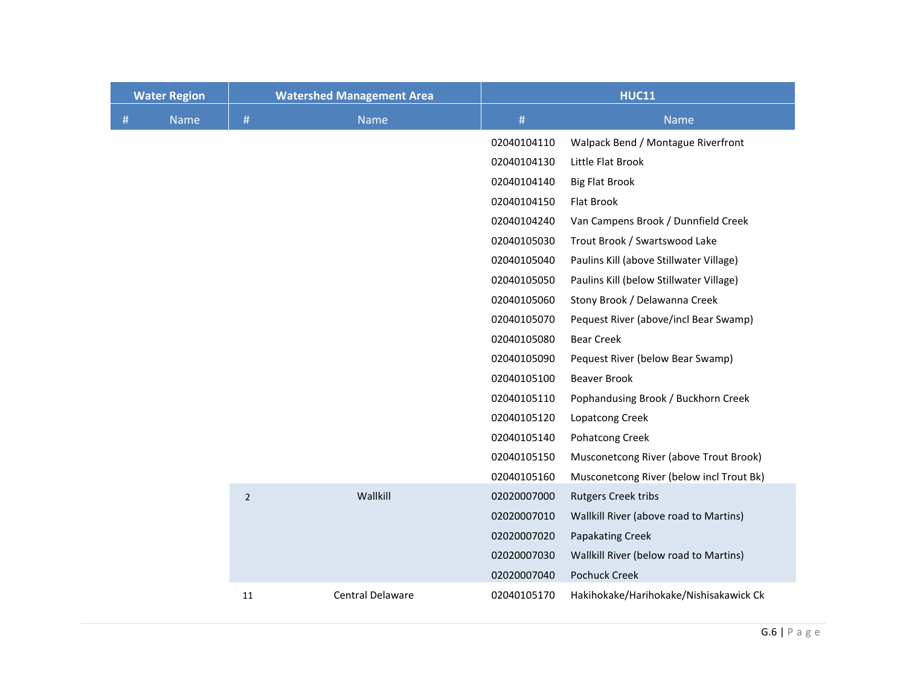| Water Region | | Watershed Management Area | | HUC11 | |
|---|---|---|---|---|---|
| # | Name | # | Name | # | Name |
| | | | | 02040104110 | Walpack Bend / Montague Riverfront |
| | | | | 02040104130 | Little Flat Brook |
| | | | | 02040104140 | Big Flat Brook |
| | | | | 02040104150 | Flat Brook |
| | | | | 02040104240 | Van Campens Brook / Dunnfield Creek |
| | | | | 02040105030 | Trout Brook / Swartswood Lake |
| | | | | 02040105040 | Paulins Kill (above Stillwater Village) |
| | | | | 02040105050 | Paulins Kill (below Stillwater Village) |
| | | | | 02040105060 | Stony Brook / Delawanna Creek |
| | | | | 02040105070 | Pequest River (above/incl Bear Swamp) |
| | | | | 02040105080 | Bear Creek |
| | | | | 02040105090 | Pequest River (below Bear Swamp) |
| | | | | 02040105100 | Beaver Brook |
| | | | | 02040105110 | Pophandusing Brook / Buckhorn Creek |
| | | | | 02040105120 | Lopatcong Creek |
| | | | | 02040105140 | Pohatcong Creek |
| | | | | 02040105150 | Musconetcong River (above Trout Brook) |
| | | | | 02040105160 | Musconetcong River (below incl Trout Bk) |
| | | 2 | Wallkill | 02020007000 | Rutgers Creek tribs |
| | | | | 02020007010 | Wallkill River (above road to Martins) |
| | | | | 02020007020 | Papakating Creek |
| | | | | 02020007030 | Wallkill River (below road to Martins) |
| | | | | 02020007040 | Pochuck Creek |
| | | 11 | Central Delaware | 02040105170 | Hakihokake/Harihokake/Nishisakawick Ck |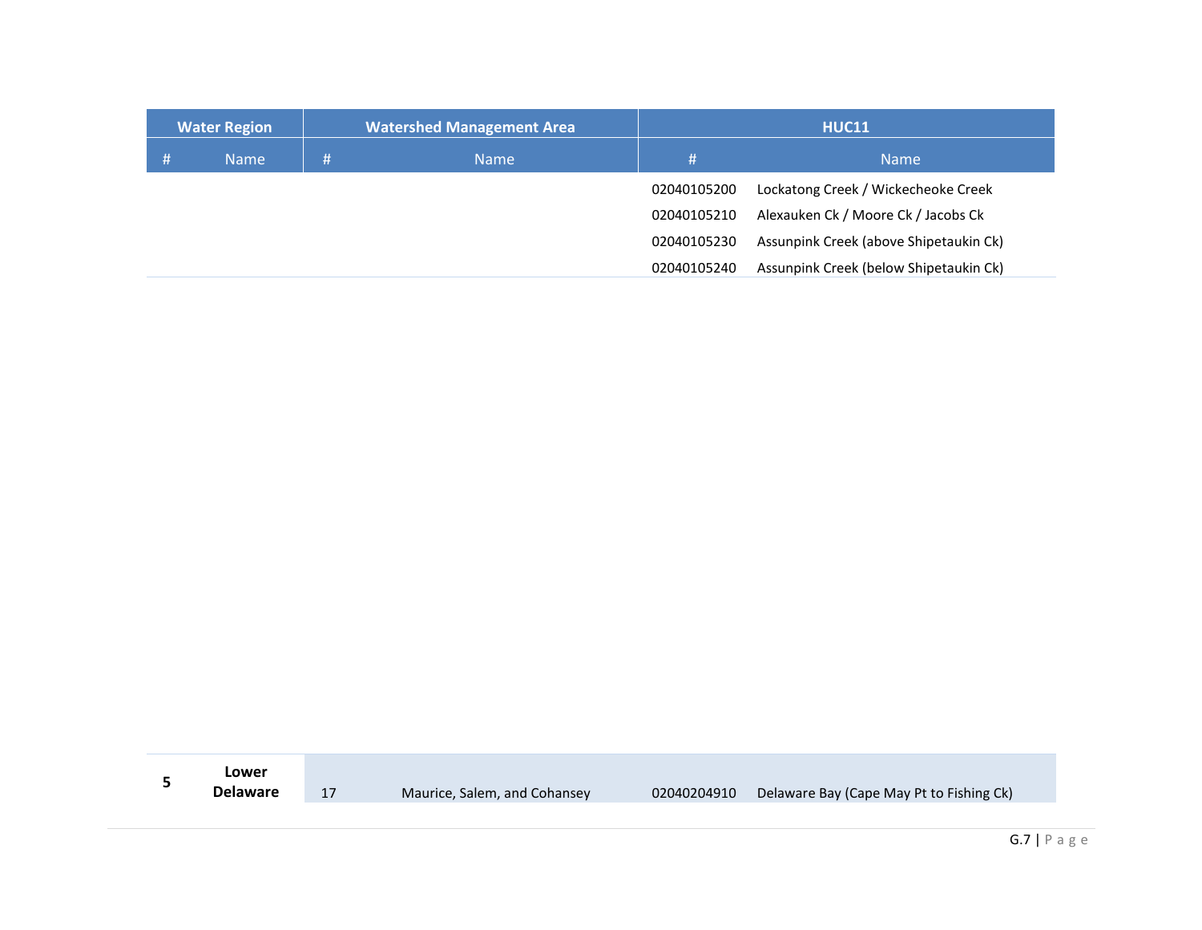| Water Region | | Watershed Management Area | | HUC11 | |
|---|---|---|---|---|---|
| # | Name | # | Name | # | Name |
| | | | | 02040105200 | Lockatong Creek / Wickecheoke Creek |
| | | | | 02040105210 | Alexauken Ck / Moore Ck / Jacobs Ck |
| | | | | 02040105230 | Assunpink Creek (above Shipetaukin Ck) |
| | | | | 02040105240 | Assunpink Creek (below Shipetaukin Ck) |
| **5** | **Lower Delaware** | 17 | Maurice, Salem, and Cohansey | 02040204910 | Delaware Bay (Cape May Pt to Fishing Ck) |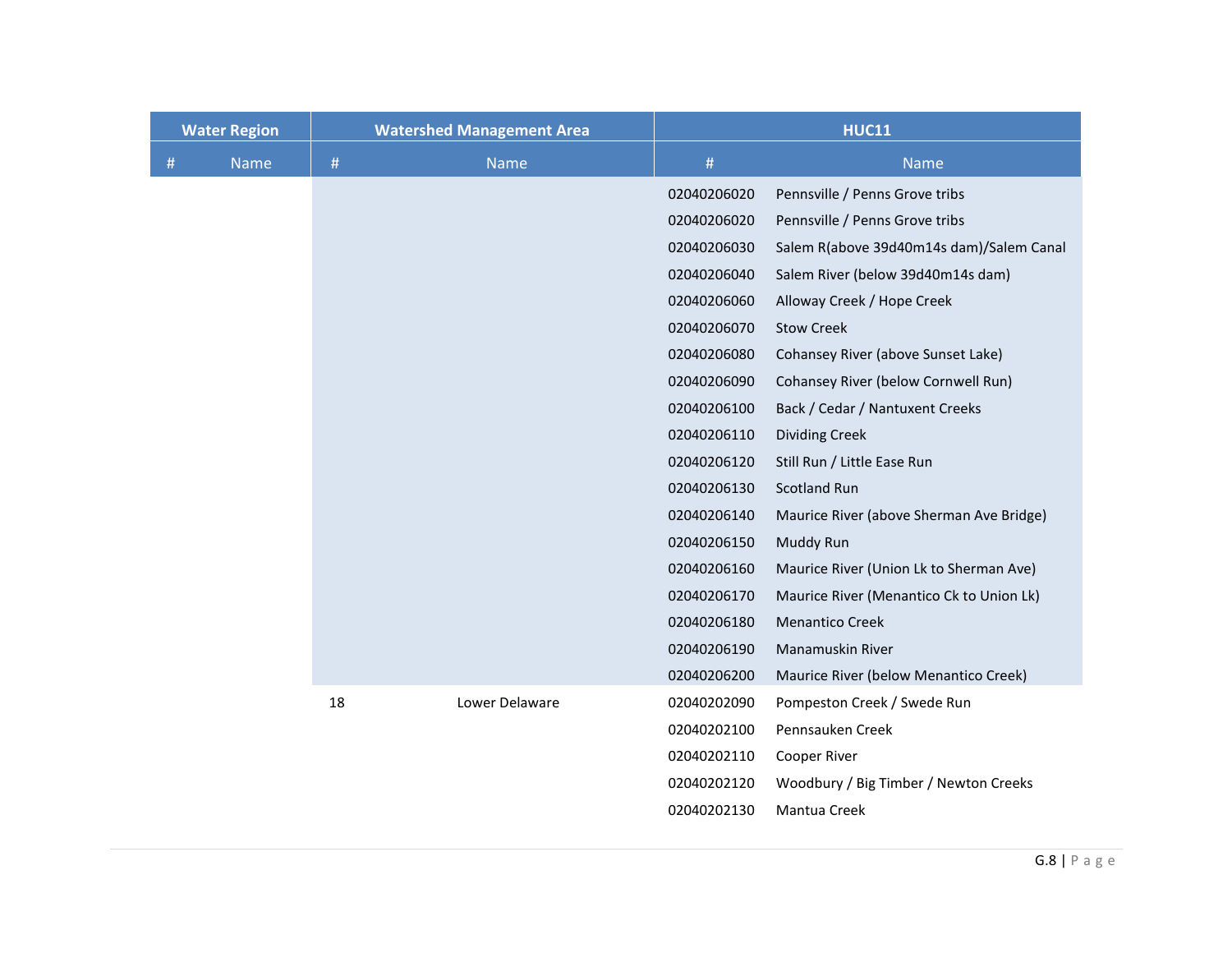| Water Region | | Watershed Management Area | | HUC11 | |
|---|---|---|---|---|---|
| # | Name | # | Name | # | Name |
| | | | | 02040206020 | Pennsville / Penns Grove tribs |
| | | | | 02040206020 | Pennsville / Penns Grove tribs |
| | | | | 02040206030 | Salem R(above 39d40m14s dam)/Salem Canal |
| | | | | 02040206040 | Salem River (below 39d40m14s dam) |
| | | | | 02040206060 | Alloway Creek / Hope Creek |
| | | | | 02040206070 | Stow Creek |
| | | | | 02040206080 | Cohansey River (above Sunset Lake) |
| | | | | 02040206090 | Cohansey River (below Cornwell Run) |
| | | | | 02040206100 | Back / Cedar / Nantuxent Creeks |
| | | | | 02040206110 | Dividing Creek |
| | | | | 02040206120 | Still Run / Little Ease Run |
| | | | | 02040206130 | Scotland Run |
| | | | | 02040206140 | Maurice River (above Sherman Ave Bridge) |
| | | | | 02040206150 | Muddy Run |
| | | | | 02040206160 | Maurice River (Union Lk to Sherman Ave) |
| | | | | 02040206170 | Maurice River (Menantico Ck to Union Lk) |
| | | | | 02040206180 | Menantico Creek |
| | | | | 02040206190 | Manamuskin River |
| | | | | 02040206200 | Maurice River (below Menantico Creek) |
| | | 18 | Lower Delaware | 02040202090 | Pompeston Creek / Swede Run |
| | | | | 02040202100 | Pennsauken Creek |
| | | | | 02040202110 | Cooper River |
| | | | | 02040202120 | Woodbury / Big Timber / Newton Creeks |
| | | | | 02040202130 | Mantua Creek |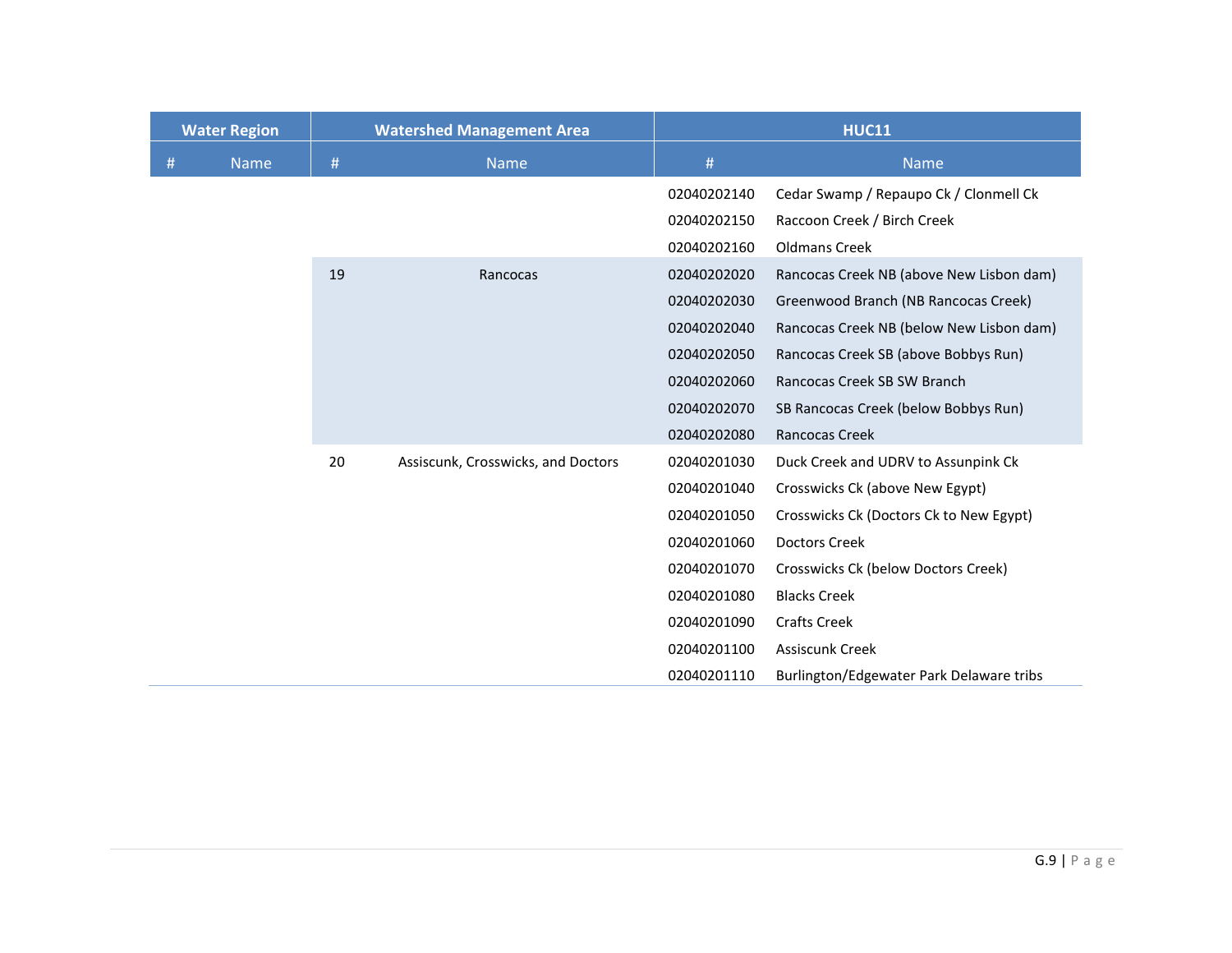| Water Region | | Watershed Management Area | | HUC11 | |
|---|---|---|---|---|---|
| # | Name | # | Name | # | Name |
| | | | | 02040202140 | Cedar Swamp / Repaupo Ck / Clonmell Ck |
| | | | | 02040202150 | Raccoon Creek / Birch Creek |
| | | | | 02040202160 | Oldmans Creek |
| | | 19 | Rancocas | 02040202020 | Rancocas Creek NB (above New Lisbon dam) |
| | | | | 02040202030 | Greenwood Branch (NB Rancocas Creek) |
| | | | | 02040202040 | Rancocas Creek NB (below New Lisbon dam) |
| | | | | 02040202050 | Rancocas Creek SB (above Bobbys Run) |
| | | | | 02040202060 | Rancocas Creek SB SW Branch |
| | | | | 02040202070 | SB Rancocas Creek (below Bobbys Run) |
| | | | | 02040202080 | Rancocas Creek |
| | | 20 | Assiscunk, Crosswicks, and Doctors | 02040201030 | Duck Creek and UDRV to Assunpink Ck |
| | | | | 02040201040 | Crosswicks Ck (above New Egypt) |
| | | | | 02040201050 | Crosswicks Ck (Doctors Ck to New Egypt) |
| | | | | 02040201060 | Doctors Creek |
| | | | | 02040201070 | Crosswicks Ck (below Doctors Creek) |
| | | | | 02040201080 | Blacks Creek |
| | | | | 02040201090 | Crafts Creek |
| | | | | 02040201100 | Assiscunk Creek |
| | | | | 02040201110 | Burlington/Edgewater Park Delaware tribs |